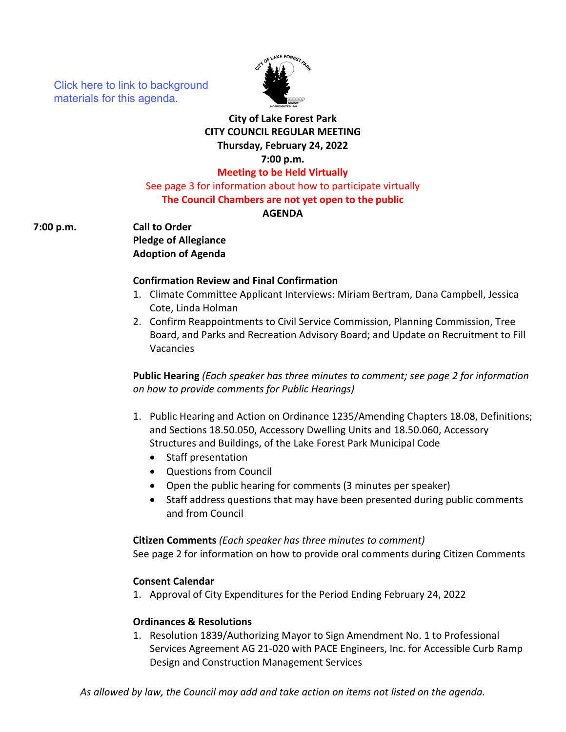Click here to link to background materials for this agenda.

**City of Lake Forest Park**
**CITY COUNCIL REGULAR MEETING**
**Thursday, February 24, 2022**
**7:00 p.m.**
**Meeting to be Held Virtually**
See page 3 for information about how to participate virtually
**The Council Chambers are not yet open to the public**
**AGENDA**

**7:00 p.m.** **Call to Order**
**Pledge of Allegiance**
**Adoption of Agenda**

**Confirmation Review and Final Confirmation**

1. Climate Committee Applicant Interviews: Miriam Bertram, Dana Campbell, Jessica Cote, Linda Holman
2. Confirm Reappointments to Civil Service Commission, Planning Commission, Tree Board, and Parks and Recreation Advisory Board; and Update on Recruitment to Fill Vacancies

**Public Hearing** *(Each speaker has three minutes to comment; see page 2 for information on how to provide comments for Public Hearings)*

1. Public Hearing and Action on Ordinance 1235/Amending Chapters 18.08, Definitions; and Sections 18.50.050, Accessory Dwelling Units and 18.50.060, Accessory Structures and Buildings, of the Lake Forest Park Municipal Code
   - Staff presentation
   - Questions from Council
   - Open the public hearing for comments (3 minutes per speaker)
   - Staff address questions that may have been presented during public comments and from Council

**Citizen Comments** *(Each speaker has three minutes to comment)*
See page 2 for information on how to provide oral comments during Citizen Comments

**Consent Calendar**

1. Approval of City Expenditures for the Period Ending February 24, 2022

**Ordinances & Resolutions**

1. Resolution 1839/Authorizing Mayor to Sign Amendment No. 1 to Professional Services Agreement AG 21-020 with PACE Engineers, Inc. for Accessible Curb Ramp Design and Construction Management Services

*As allowed by law, the Council may add and take action on items not listed on the agenda.*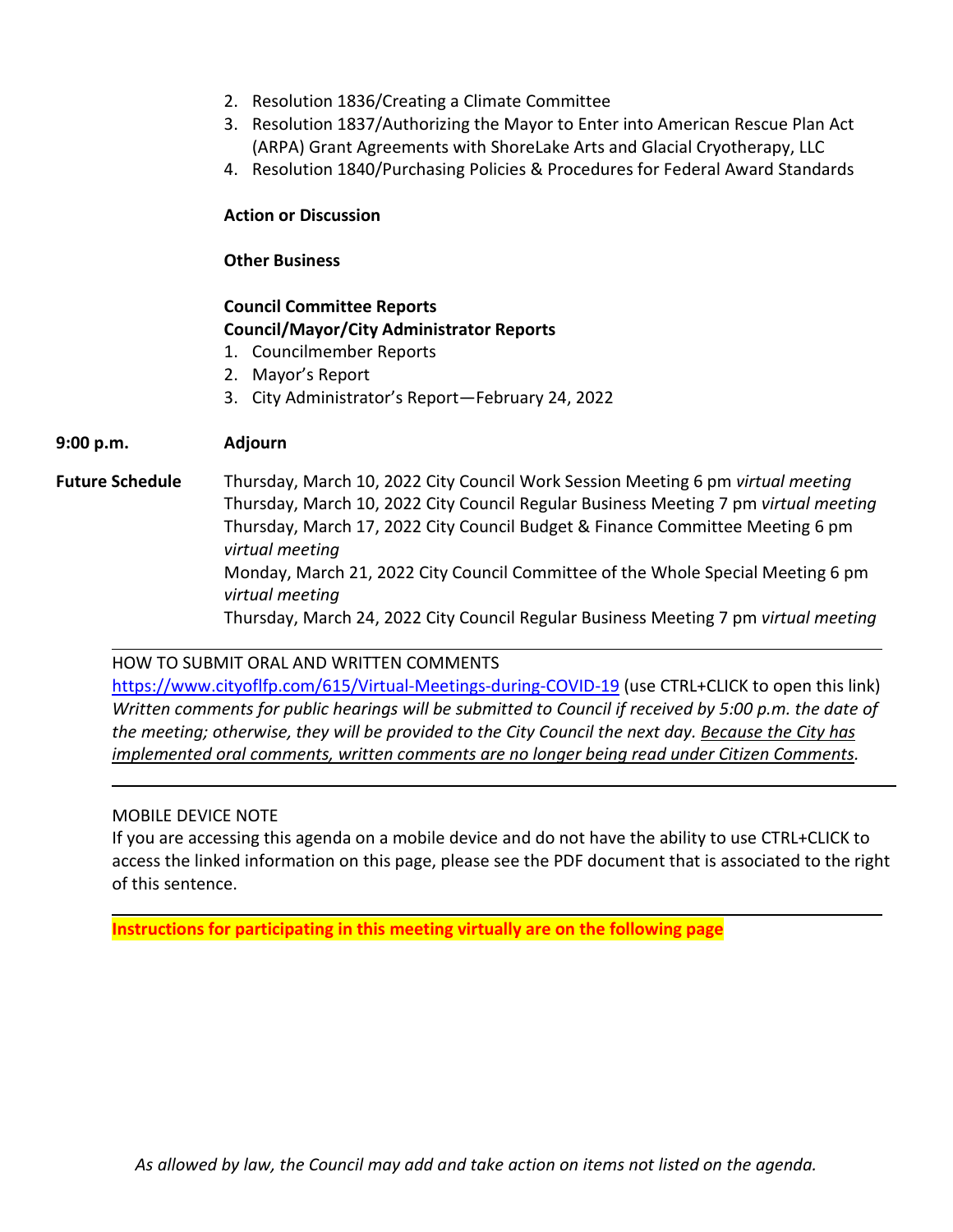2. Resolution 1836/Creating a Climate Committee
3. Resolution 1837/Authorizing the Mayor to Enter into American Rescue Plan Act (ARPA) Grant Agreements with ShoreLake Arts and Glacial Cryotherapy, LLC
4. Resolution 1840/Purchasing Policies & Procedures for Federal Award Standards

**Action or Discussion**

**Other Business**

**Council Committee Reports**

**Council/Mayor/City Administrator Reports**

1. Councilmember Reports
2. Mayor's Report
3. City Administrator's Report—February 24, 2022

**9:00 p.m.** **Adjourn**

**Future Schedule**

Thursday, March 10, 2022 City Council Work Session Meeting 6 pm *virtual meeting*
Thursday, March 10, 2022 City Council Regular Business Meeting 7 pm *virtual meeting*
Thursday, March 17, 2022 City Council Budget & Finance Committee Meeting 6 pm *virtual meeting*
Monday, March 21, 2022 City Council Committee of the Whole Special Meeting 6 pm *virtual meeting*
Thursday, March 24, 2022 City Council Regular Business Meeting 7 pm *virtual meeting*

---

HOW TO SUBMIT ORAL AND WRITTEN COMMENTS
https://www.cityoflfp.com/615/Virtual-Meetings-during-COVID-19 (use CTRL+CLICK to open this link)
*Written comments for public hearings will be submitted to Council if received by 5:00 p.m. the date of the meeting; otherwise, they will be provided to the City Council the next day. Because the City has implemented oral comments, written comments are no longer being read under Citizen Comments.*

---

MOBILE DEVICE NOTE
If you are accessing this agenda on a mobile device and do not have the ability to use CTRL+CLICK to access the linked information on this page, please see the PDF document that is associated to the right of this sentence.

---

**Instructions for participating in this meeting virtually are on the following page**

*As allowed by law, the Council may add and take action on items not listed on the agenda.*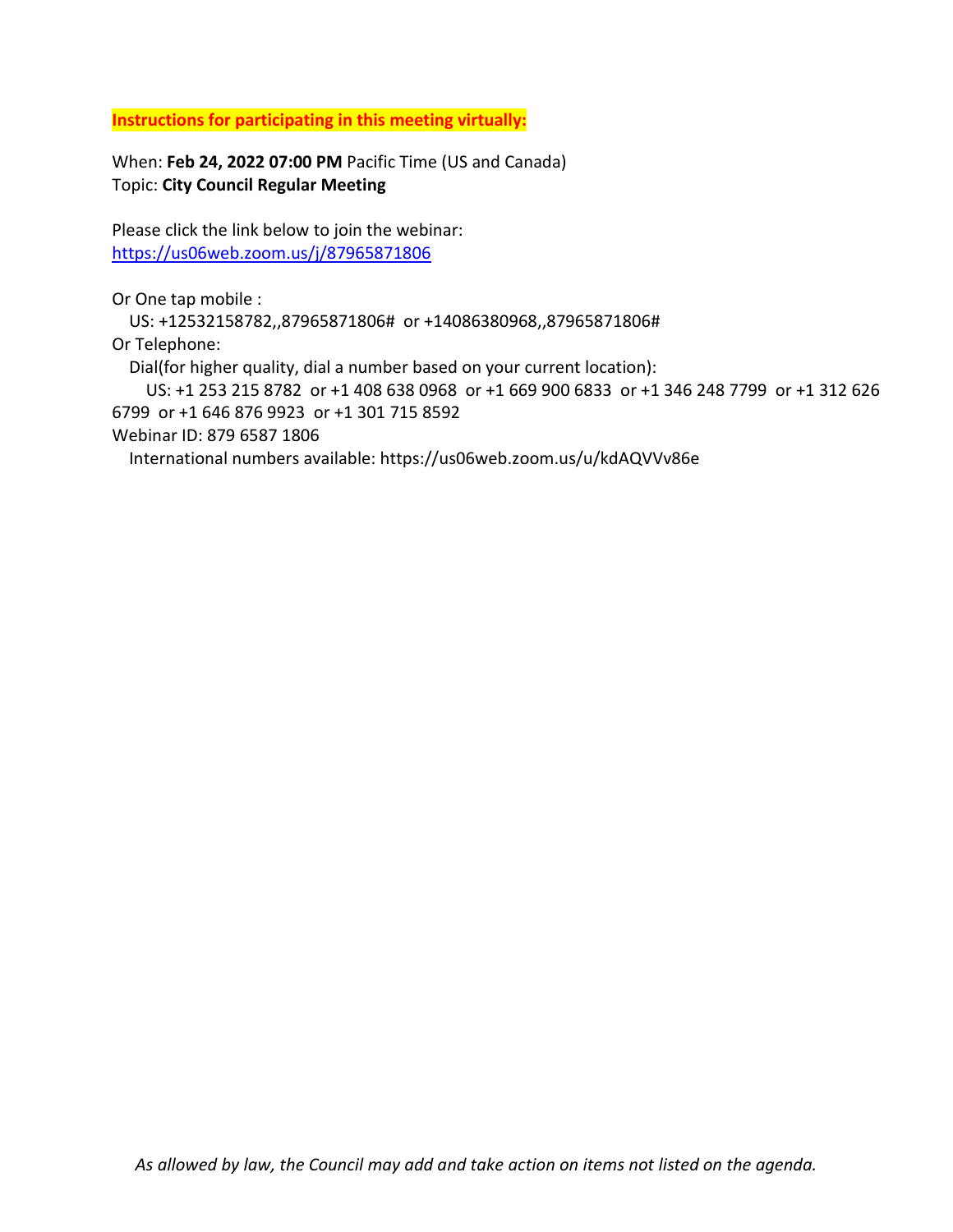**Instructions for participating in this meeting virtually:**

When: **Feb 24, 2022 07:00 PM** Pacific Time (US and Canada)
Topic: **City Council Regular Meeting**

Please click the link below to join the webinar:
https://us06web.zoom.us/j/87965871806

Or One tap mobile :
US: +12532158782,,87965871806# or +14086380968,,87965871806#
Or Telephone:
Dial(for higher quality, dial a number based on your current location):
US: +1 253 215 8782 or +1 408 638 0968 or +1 669 900 6833 or +1 346 248 7799 or +1 312 626 6799 or +1 646 876 9923 or +1 301 715 8592
Webinar ID: 879 6587 1806
International numbers available: https://us06web.zoom.us/u/kdAQVVv86e

*As allowed by law, the Council may add and take action on items not listed on the agenda.*